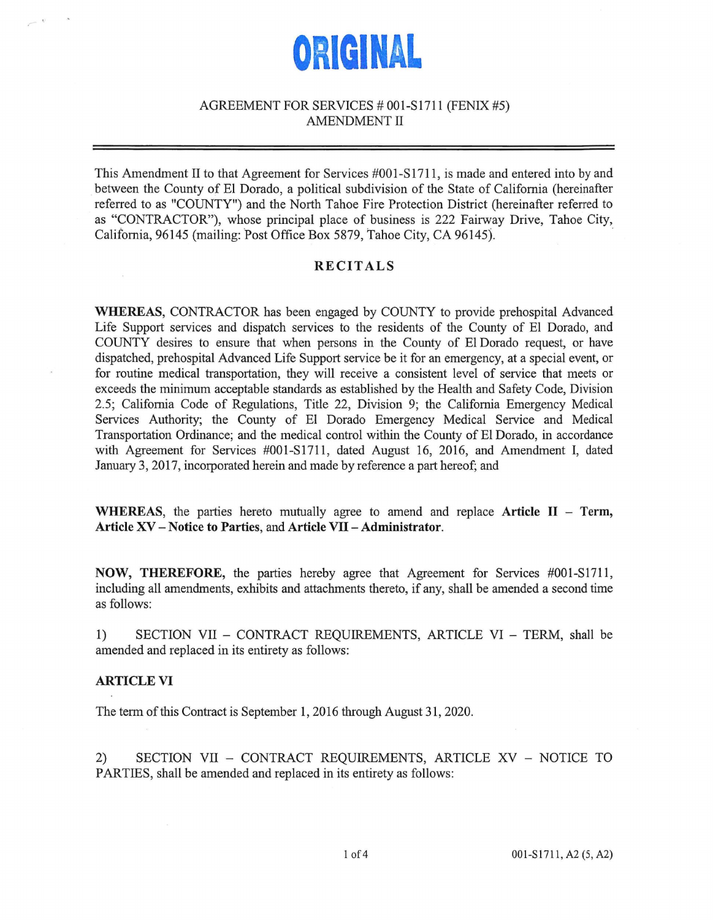# ORIGINAL

AGREEMENT FOR SERVICES # 001-S1711 (FENIX #5)
AMENDMENT II

---

This Amendment II to that Agreement for Services #001-S1711, is made and entered into by and between the County of El Dorado, a political subdivision of the State of California (hereinafter referred to as "COUNTY") and the North Tahoe Fire Protection District (hereinafter referred to as "CONTRACTOR"), whose principal place of business is 222 Fairway Drive, Tahoe City, California, 96145 (mailing: Post Office Box 5879, Tahoe City, CA 96145).

## RECITALS

**WHEREAS,** CONTRACTOR has been engaged by COUNTY to provide prehospital Advanced Life Support services and dispatch services to the residents of the County of El Dorado, and COUNTY desires to ensure that when persons in the County of El Dorado request, or have dispatched, prehospital Advanced Life Support service be it for an emergency, at a special event, or for routine medical transportation, they will receive a consistent level of service that meets or exceeds the minimum acceptable standards as established by the Health and Safety Code, Division 2.5; California Code of Regulations, Title 22, Division 9; the California Emergency Medical Services Authority; the County of El Dorado Emergency Medical Service and Medical Transportation Ordinance; and the medical control within the County of El Dorado, in accordance with Agreement for Services #001-S1711, dated August 16, 2016, and Amendment I, dated January 3, 2017, incorporated herein and made by reference a part hereof; and

**WHEREAS,** the parties hereto mutually agree to amend and replace **Article II – Term, Article XV – Notice to Parties,** and **Article VII – Administrator.**

**NOW, THEREFORE,** the parties hereby agree that Agreement for Services #001-S1711, including all amendments, exhibits and attachments thereto, if any, shall be amended a second time as follows:

1) SECTION VII – CONTRACT REQUIREMENTS, ARTICLE VI – TERM, shall be amended and replaced in its entirety as follows:

**ARTICLE VI**

The term of this Contract is September 1, 2016 through August 31, 2020.

2) SECTION VII – CONTRACT REQUIREMENTS, ARTICLE XV – NOTICE TO PARTIES, shall be amended and replaced in its entirety as follows: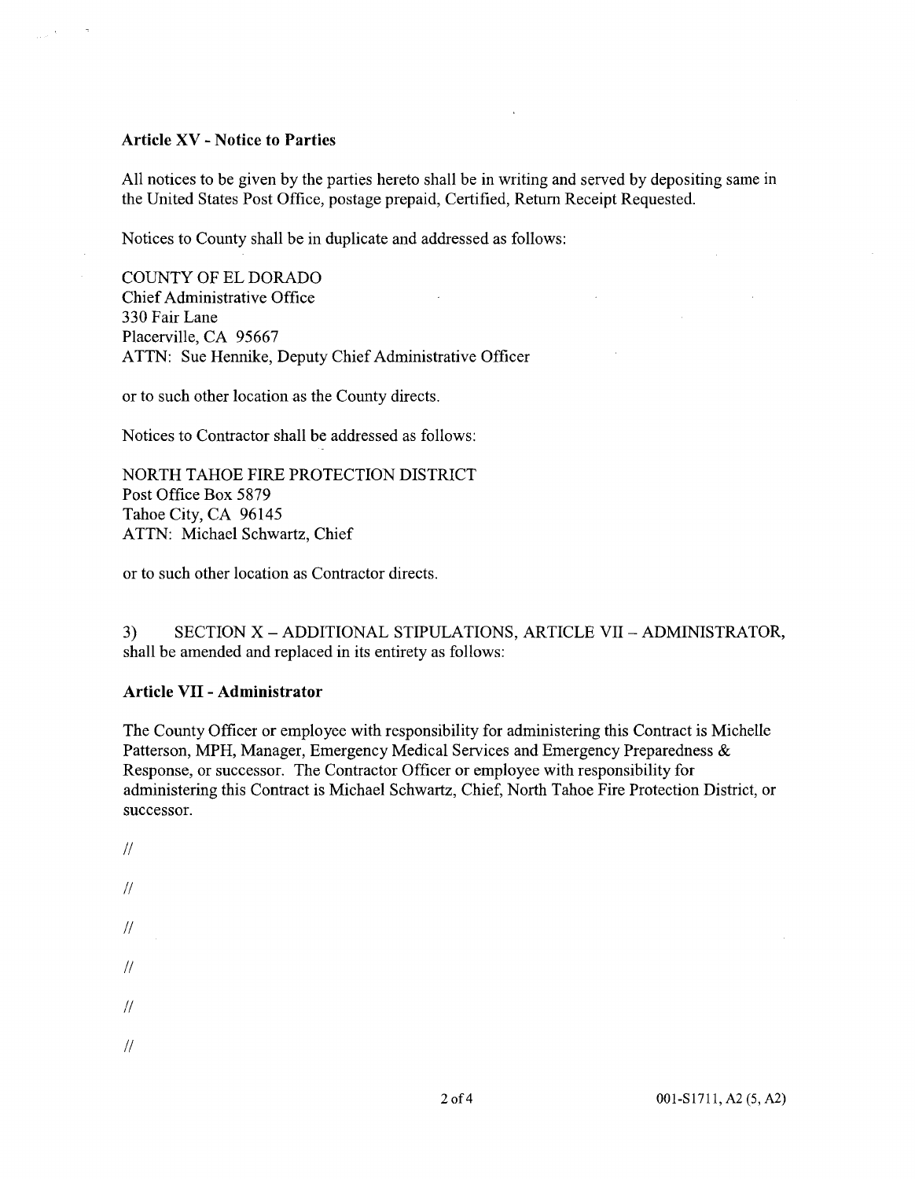### Article XV - Notice to Parties

All notices to be given by the parties hereto shall be in writing and served by depositing same in the United States Post Office, postage prepaid, Certified, Return Receipt Requested.

Notices to County shall be in duplicate and addressed as follows:

COUNTY OF EL DORADO
Chief Administrative Office
330 Fair Lane
Placerville, CA 95667
ATTN: Sue Hennike, Deputy Chief Administrative Officer

or to such other location as the County directs.

Notices to Contractor shall be addressed as follows:

NORTH TAHOE FIRE PROTECTION DISTRICT
Post Office Box 5879
Tahoe City, CA 96145
ATTN: Michael Schwartz, Chief

or to such other location as Contractor directs.

3) SECTION X – ADDITIONAL STIPULATIONS, ARTICLE VII – ADMINISTRATOR, shall be amended and replaced in its entirety as follows:

### Article VII - Administrator

The County Officer or employee with responsibility for administering this Contract is Michelle Patterson, MPH, Manager, Emergency Medical Services and Emergency Preparedness & Response, or successor. The Contractor Officer or employee with responsibility for administering this Contract is Michael Schwartz, Chief, North Tahoe Fire Protection District, or successor.

//

//

//

//

//

//

001-S1711, A2 (5, A2)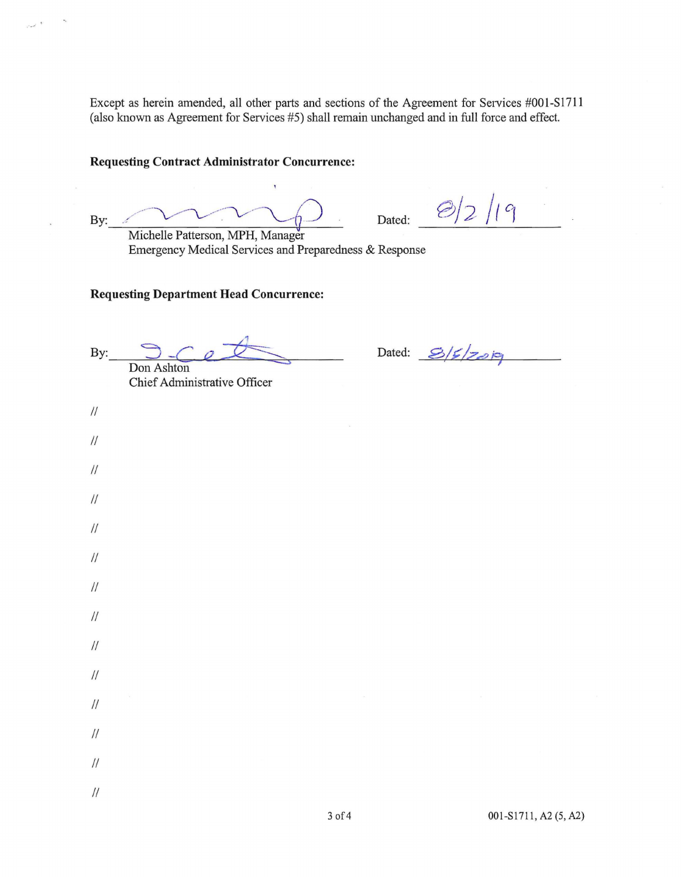Except as herein amended, all other parts and sections of the Agreement for Services #001-S1711 (also known as Agreement for Services #5) shall remain unchanged and in full force and effect.

**Requesting Contract Administrator Concurrence:**

By: ______________________________ Dated: 8/2/19
Michelle Patterson, MPH, Manager
Emergency Medical Services and Preparedness & Response

**Requesting Department Head Concurrence:**

By: ______________________________ Dated: 8/5/2019
Don Ashton
Chief Administrative Officer

//

//

//

//

//

//

//

//

//

//

//

//

//

//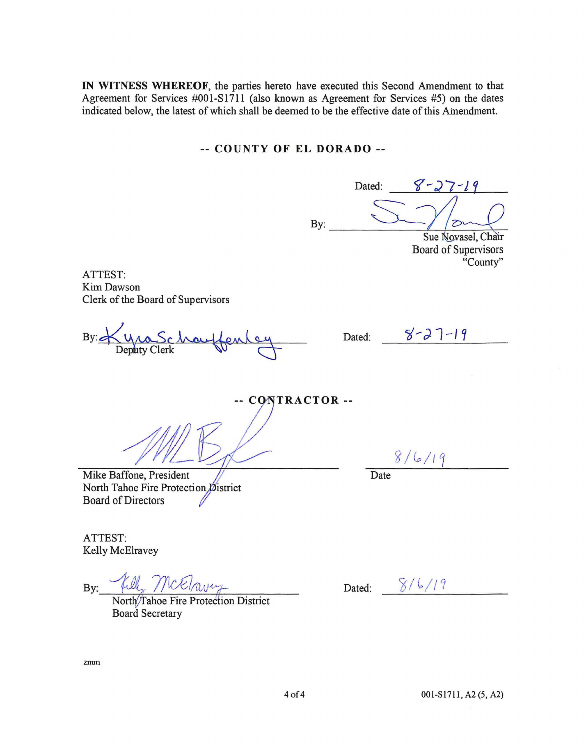**IN WITNESS WHEREOF**, the parties hereto have executed this Second Amendment to that Agreement for Services #001-S1711 (also known as Agreement for Services #5) on the dates indicated below, the latest of which shall be deemed to be the effective date of this Amendment.

**-- COUNTY OF EL DORADO --**

Dated: 8-27-19

By: ______________________
Sue Novasel, Chair
Board of Supervisors
"County"

ATTEST:
Kim Dawson
Clerk of the Board of Supervisors

By: ______________________
Deputy Clerk

Dated: 8-27-19

**-- CONTRACTOR --**

______________________
Mike Baffone, President
North Tahoe Fire Protection District
Board of Directors

8/6/19
Date

ATTEST:
Kelly McElravey

By: ______________________
North Tahoe Fire Protection District
Board Secretary

Dated: 8/6/19

zmm

001-S1711, A2 (5, A2)